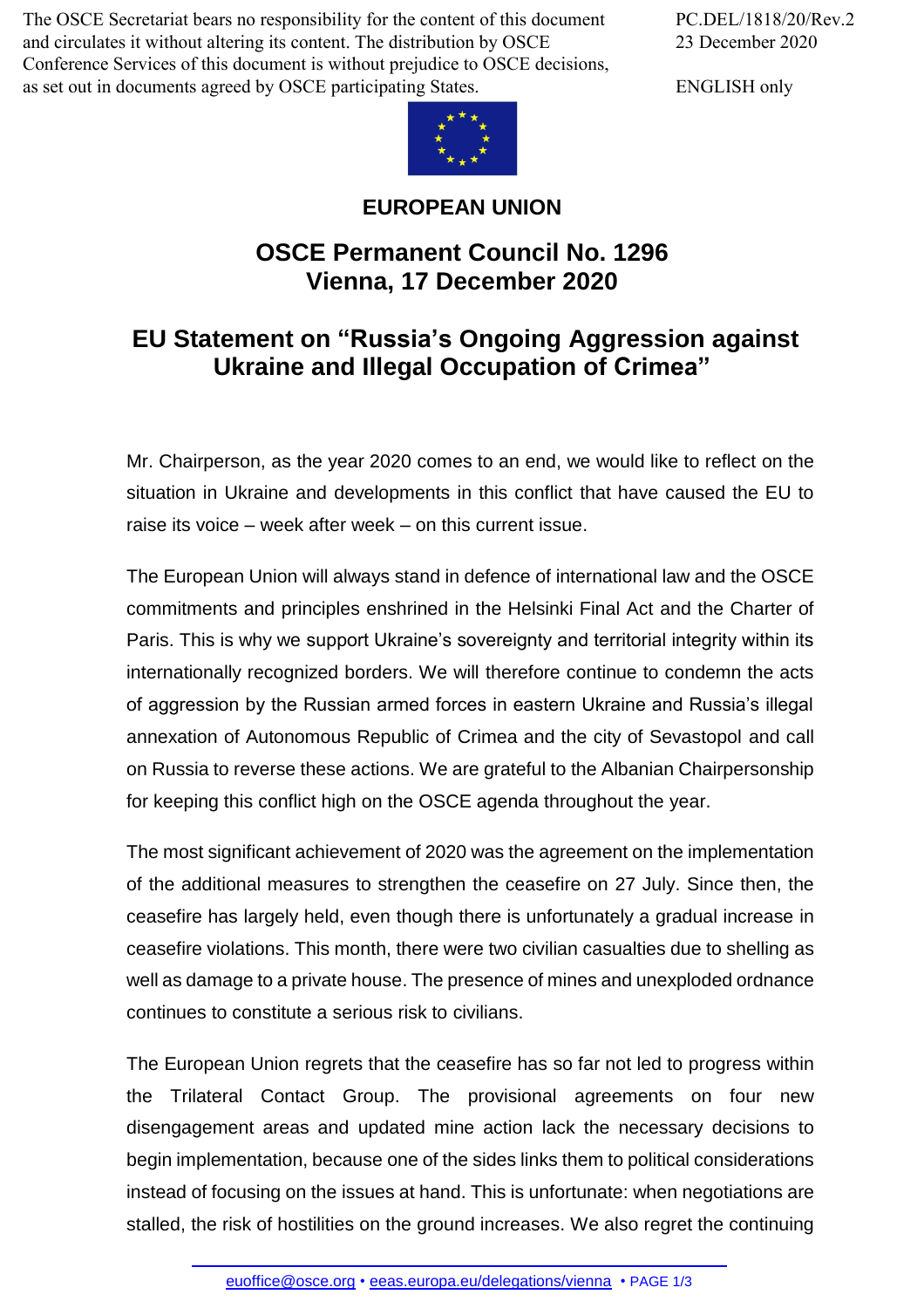The OSCE Secretariat bears no responsibility for the content of this document and circulates it without altering its content. The distribution by OSCE Conference Services of this document is without prejudice to OSCE decisions, as set out in documents agreed by OSCE participating States.

PC.DEL/1818/20/Rev.2
23 December 2020

ENGLISH only

**EUROPEAN UNION**

# OSCE Permanent Council No. 1296
# Vienna, 17 December 2020

## EU Statement on "Russia's Ongoing Aggression against Ukraine and Illegal Occupation of Crimea"

Mr. Chairperson, as the year 2020 comes to an end, we would like to reflect on the situation in Ukraine and developments in this conflict that have caused the EU to raise its voice – week after week – on this current issue.

The European Union will always stand in defence of international law and the OSCE commitments and principles enshrined in the Helsinki Final Act and the Charter of Paris. This is why we support Ukraine's sovereignty and territorial integrity within its internationally recognized borders. We will therefore continue to condemn the acts of aggression by the Russian armed forces in eastern Ukraine and Russia's illegal annexation of Autonomous Republic of Crimea and the city of Sevastopol and call on Russia to reverse these actions. We are grateful to the Albanian Chairpersonship for keeping this conflict high on the OSCE agenda throughout the year.

The most significant achievement of 2020 was the agreement on the implementation of the additional measures to strengthen the ceasefire on 27 July. Since then, the ceasefire has largely held, even though there is unfortunately a gradual increase in ceasefire violations. This month, there were two civilian casualties due to shelling as well as damage to a private house. The presence of mines and unexploded ordnance continues to constitute a serious risk to civilians.

The European Union regrets that the ceasefire has so far not led to progress within the Trilateral Contact Group. The provisional agreements on four new disengagement areas and updated mine action lack the necessary decisions to begin implementation, because one of the sides links them to political considerations instead of focusing on the issues at hand. This is unfortunate: when negotiations are stalled, the risk of hostilities on the ground increases. We also regret the continuing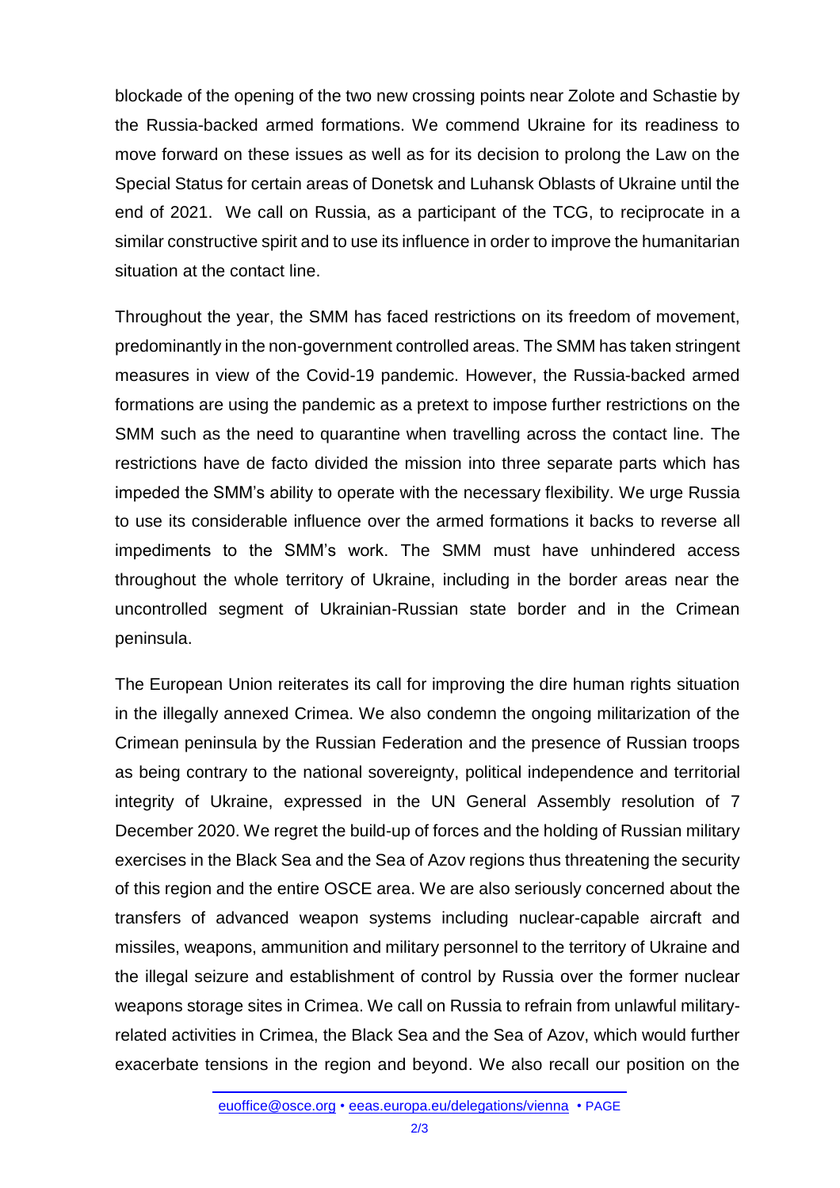blockade of the opening of the two new crossing points near Zolote and Schastie by the Russia-backed armed formations. We commend Ukraine for its readiness to move forward on these issues as well as for its decision to prolong the Law on the Special Status for certain areas of Donetsk and Luhansk Oblasts of Ukraine until the end of 2021. We call on Russia, as a participant of the TCG, to reciprocate in a similar constructive spirit and to use its influence in order to improve the humanitarian situation at the contact line.

Throughout the year, the SMM has faced restrictions on its freedom of movement, predominantly in the non-government controlled areas. The SMM has taken stringent measures in view of the Covid-19 pandemic. However, the Russia-backed armed formations are using the pandemic as a pretext to impose further restrictions on the SMM such as the need to quarantine when travelling across the contact line. The restrictions have de facto divided the mission into three separate parts which has impeded the SMM's ability to operate with the necessary flexibility. We urge Russia to use its considerable influence over the armed formations it backs to reverse all impediments to the SMM's work. The SMM must have unhindered access throughout the whole territory of Ukraine, including in the border areas near the uncontrolled segment of Ukrainian-Russian state border and in the Crimean peninsula.

The European Union reiterates its call for improving the dire human rights situation in the illegally annexed Crimea. We also condemn the ongoing militarization of the Crimean peninsula by the Russian Federation and the presence of Russian troops as being contrary to the national sovereignty, political independence and territorial integrity of Ukraine, expressed in the UN General Assembly resolution of 7 December 2020. We regret the build-up of forces and the holding of Russian military exercises in the Black Sea and the Sea of Azov regions thus threatening the security of this region and the entire OSCE area. We are also seriously concerned about the transfers of advanced weapon systems including nuclear-capable aircraft and missiles, weapons, ammunition and military personnel to the territory of Ukraine and the illegal seizure and establishment of control by Russia over the former nuclear weapons storage sites in Crimea. We call on Russia to refrain from unlawful military-related activities in Crimea, the Black Sea and the Sea of Azov, which would further exacerbate tensions in the region and beyond. We also recall our position on the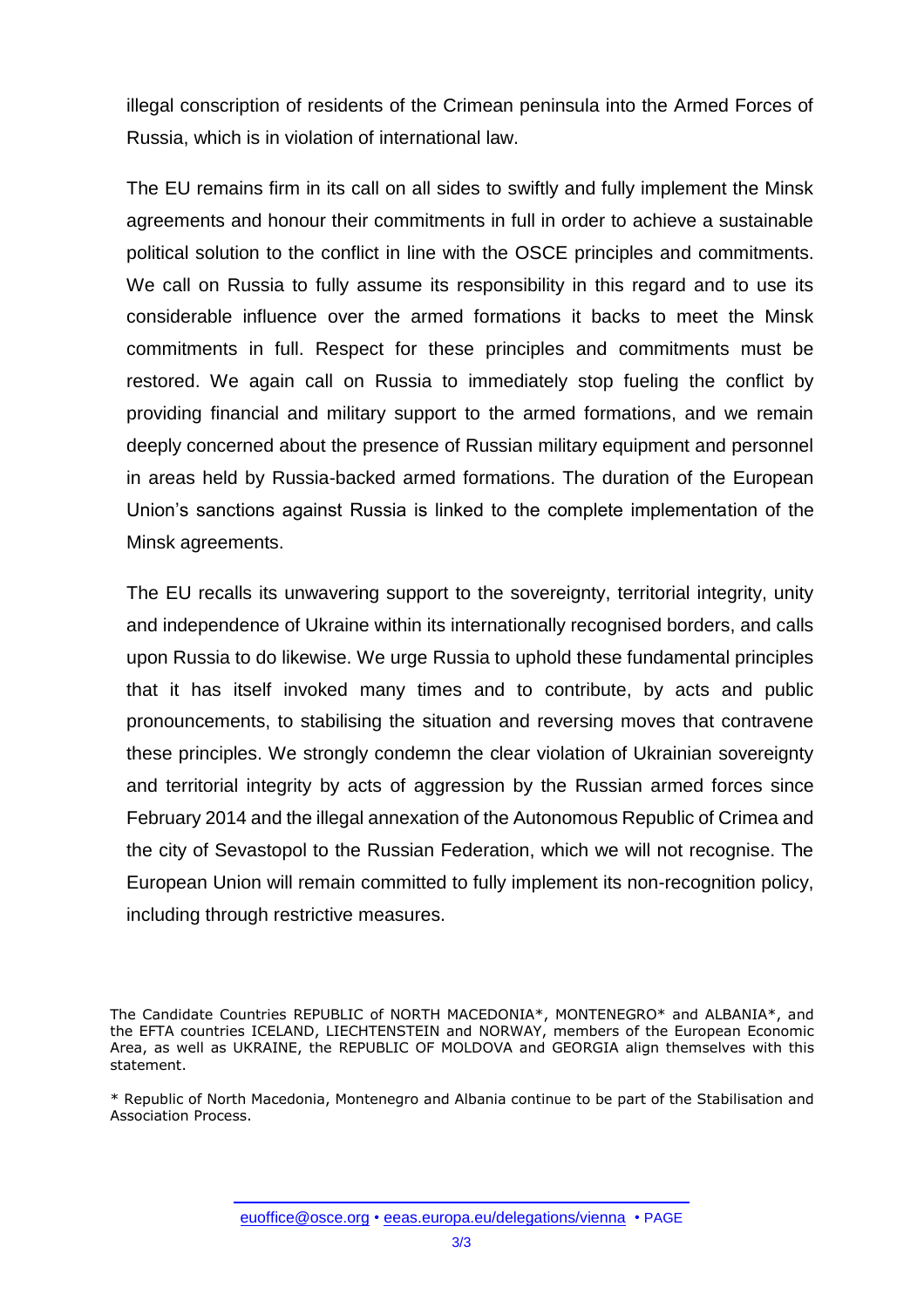illegal conscription of residents of the Crimean peninsula into the Armed Forces of Russia, which is in violation of international law.

The EU remains firm in its call on all sides to swiftly and fully implement the Minsk agreements and honour their commitments in full in order to achieve a sustainable political solution to the conflict in line with the OSCE principles and commitments. We call on Russia to fully assume its responsibility in this regard and to use its considerable influence over the armed formations it backs to meet the Minsk commitments in full. Respect for these principles and commitments must be restored. We again call on Russia to immediately stop fueling the conflict by providing financial and military support to the armed formations, and we remain deeply concerned about the presence of Russian military equipment and personnel in areas held by Russia-backed armed formations. The duration of the European Union's sanctions against Russia is linked to the complete implementation of the Minsk agreements.

The EU recalls its unwavering support to the sovereignty, territorial integrity, unity and independence of Ukraine within its internationally recognised borders, and calls upon Russia to do likewise. We urge Russia to uphold these fundamental principles that it has itself invoked many times and to contribute, by acts and public pronouncements, to stabilising the situation and reversing moves that contravene these principles. We strongly condemn the clear violation of Ukrainian sovereignty and territorial integrity by acts of aggression by the Russian armed forces since February 2014 and the illegal annexation of the Autonomous Republic of Crimea and the city of Sevastopol to the Russian Federation, which we will not recognise. The European Union will remain committed to fully implement its non-recognition policy, including through restrictive measures.

The Candidate Countries REPUBLIC of NORTH MACEDONIA*, MONTENEGRO* and ALBANIA*, and the EFTA countries ICELAND, LIECHTENSTEIN and NORWAY, members of the European Economic Area, as well as UKRAINE, the REPUBLIC OF MOLDOVA and GEORGIA align themselves with this statement.

* Republic of North Macedonia, Montenegro and Albania continue to be part of the Stabilisation and Association Process.

euoffice@osce.org • eeas.europa.eu/delegations/vienna